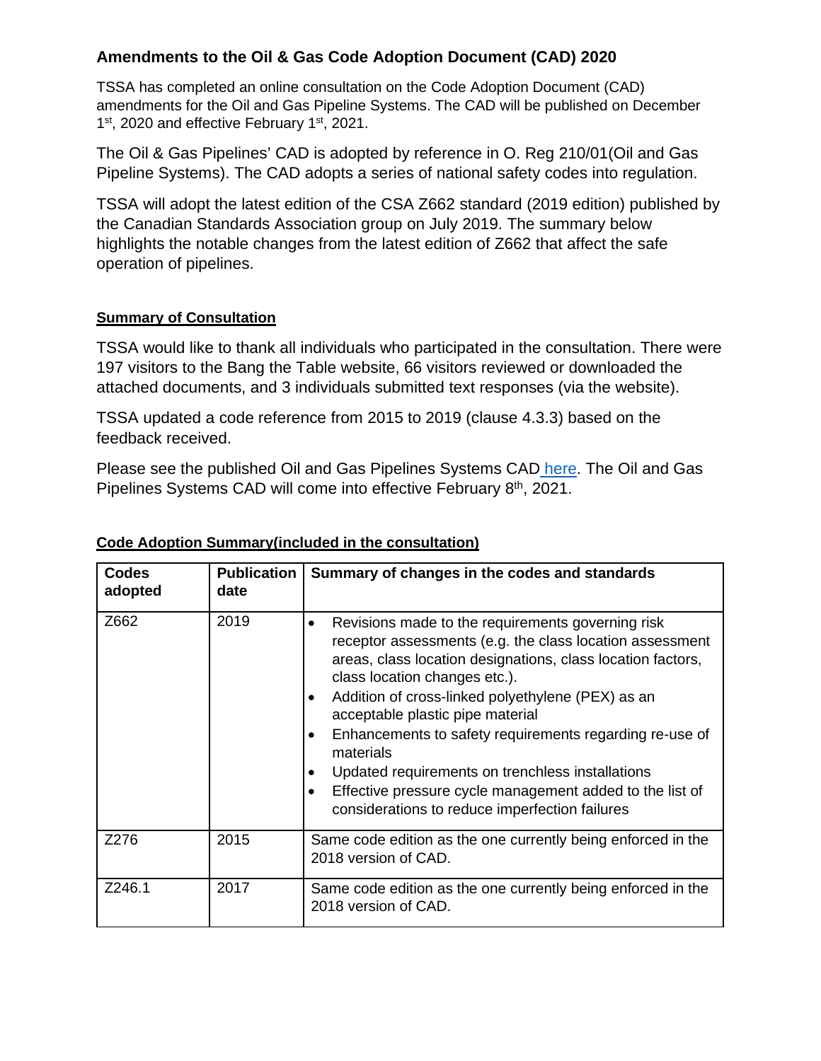## Amendments to the Oil & Gas Code Adoption Document (CAD) 2020

TSSA has completed an online consultation on the Code Adoption Document (CAD) amendments for the Oil and Gas Pipeline Systems. The CAD will be published on December 1st, 2020 and effective February 1st, 2021.

The Oil & Gas Pipelines' CAD is adopted by reference in O. Reg 210/01(Oil and Gas Pipeline Systems). The CAD adopts a series of national safety codes into regulation.

TSSA will adopt the latest edition of the CSA Z662 standard (2019 edition) published by the Canadian Standards Association group on July 2019. The summary below highlights the notable changes from the latest edition of Z662 that affect the safe operation of pipelines.

**Summary of Consultation**

TSSA would like to thank all individuals who participated in the consultation. There were 197 visitors to the Bang the Table website, 66 visitors reviewed or downloaded the attached documents, and 3 individuals submitted text responses (via the website).

TSSA updated a code reference from 2015 to 2019 (clause 4.3.3) based on the feedback received.

Please see the published Oil and Gas Pipelines Systems CAD here. The Oil and Gas Pipelines Systems CAD will come into effective February 8th, 2021.

**Code Adoption Summary(included in the consultation)**

| Codes adopted | Publication date | Summary of changes in the codes and standards |
|---|---|---|
| Z662 | 2019 | • Revisions made to the requirements governing risk receptor assessments (e.g. the class location assessment areas, class location designations, class location factors, class location changes etc.).<br>• Addition of cross-linked polyethylene (PEX) as an acceptable plastic pipe material<br>• Enhancements to safety requirements regarding re-use of materials<br>• Updated requirements on trenchless installations<br>• Effective pressure cycle management added to the list of considerations to reduce imperfection failures |
| Z276 | 2015 | Same code edition as the one currently being enforced in the 2018 version of CAD. |
| Z246.1 | 2017 | Same code edition as the one currently being enforced in the 2018 version of CAD. |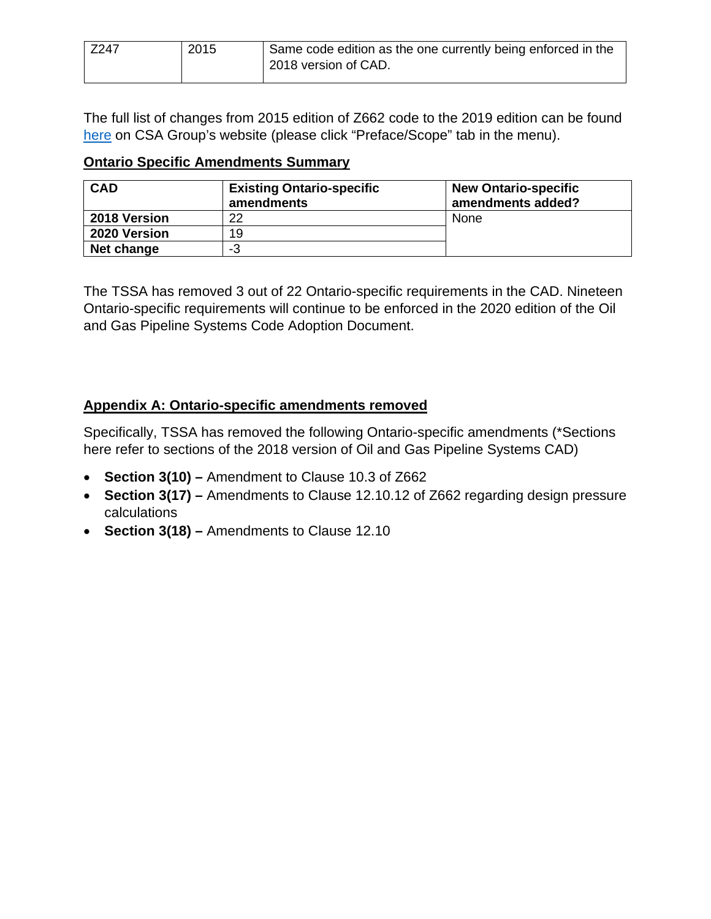| | | |
|---|---|---|
| Z247 | 2015 | Same code edition as the one currently being enforced in the 2018 version of CAD. |

The full list of changes from 2015 edition of Z662 code to the 2019 edition can be found [here](#) on CSA Group's website (please click "Preface/Scope" tab in the menu).

**Ontario Specific Amendments Summary**

| CAD | Existing Ontario-specific amendments | New Ontario-specific amendments added? |
|---|---|---|
| **2018 Version** | 22 | None |
| **2020 Version** | 19 | |
| **Net change** | -3 | |

The TSSA has removed 3 out of 22 Ontario-specific requirements in the CAD. Nineteen Ontario-specific requirements will continue to be enforced in the 2020 edition of the Oil and Gas Pipeline Systems Code Adoption Document.

**Appendix A: Ontario-specific amendments removed**

Specifically, TSSA has removed the following Ontario-specific amendments (*Sections here refer to sections of the 2018 version of Oil and Gas Pipeline Systems CAD)

- **Section 3(10) –** Amendment to Clause 10.3 of Z662
- **Section 3(17) –** Amendments to Clause 12.10.12 of Z662 regarding design pressure calculations
- **Section 3(18) –** Amendments to Clause 12.10